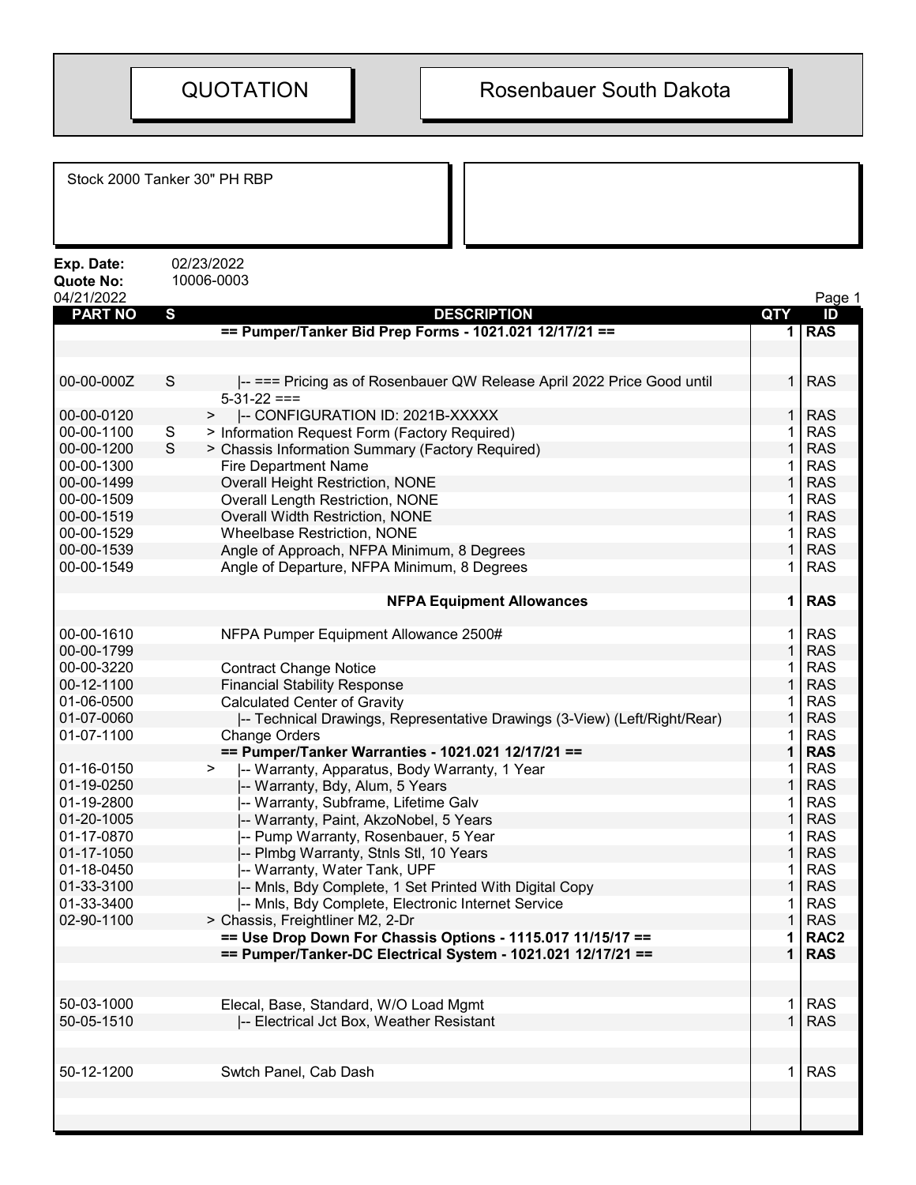# QUOTATION

# Rosenbauer South Dakota

Stock 2000 Tanker 30" PH RBP

**Exp. Date:** 02/23/2022
**Quote No:** 10006-0003
04/21/2022

| PART NO | S | DESCRIPTION | QTY | ID |
|---|---|---|---|---|
| | | **== Pumper/Tanker Bid Prep Forms - 1021.021 12/17/21 ==** | **1** | **RAS** |
| 00-00-000Z | S | \|-- === Pricing as of Rosenbauer QW Release April 2022 Price Good until 5-31-22 === | 1 | RAS |
| 00-00-0120 | | > \|-- CONFIGURATION ID: 2021B-XXXXX | 1 | RAS |
| 00-00-1100 | S | > Information Request Form (Factory Required) | 1 | RAS |
| 00-00-1200 | S | > Chassis Information Summary (Factory Required) | 1 | RAS |
| 00-00-1300 | | Fire Department Name | 1 | RAS |
| 00-00-1499 | | Overall Height Restriction, NONE | 1 | RAS |
| 00-00-1509 | | Overall Length Restriction, NONE | 1 | RAS |
| 00-00-1519 | | Overall Width Restriction, NONE | 1 | RAS |
| 00-00-1529 | | Wheelbase Restriction, NONE | 1 | RAS |
| 00-00-1539 | | Angle of Approach, NFPA Minimum, 8 Degrees | 1 | RAS |
| 00-00-1549 | | Angle of Departure, NFPA Minimum, 8 Degrees | 1 | RAS |
| | | **NFPA Equipment Allowances** | **1** | **RAS** |
| 00-00-1610 | | NFPA Pumper Equipment Allowance 2500# | 1 | RAS |
| 00-00-1799 | | | 1 | RAS |
| 00-00-3220 | | Contract Change Notice | 1 | RAS |
| 00-12-1100 | | Financial Stability Response | 1 | RAS |
| 01-06-0500 | | Calculated Center of Gravity | 1 | RAS |
| 01-07-0060 | | \|-- Technical Drawings, Representative Drawings (3-View) (Left/Right/Rear) | 1 | RAS |
| 01-07-1100 | | Change Orders | 1 | RAS |
| | | **== Pumper/Tanker Warranties - 1021.021 12/17/21 ==** | **1** | **RAS** |
| 01-16-0150 | | > \|-- Warranty, Apparatus, Body Warranty, 1 Year | 1 | RAS |
| 01-19-0250 | | \|-- Warranty, Bdy, Alum, 5 Years | 1 | RAS |
| 01-19-2800 | | \|-- Warranty, Subframe, Lifetime Galv | 1 | RAS |
| 01-20-1005 | | \|-- Warranty, Paint, AkzoNobel, 5 Years | 1 | RAS |
| 01-17-0870 | | \|-- Pump Warranty, Rosenbauer, 5 Year | 1 | RAS |
| 01-17-1050 | | \|-- Plmbg Warranty, Stnls Stl, 10 Years | 1 | RAS |
| 01-18-0450 | | \|-- Warranty, Water Tank, UPF | 1 | RAS |
| 01-33-3100 | | \|-- Mnls, Bdy Complete, 1 Set Printed With Digital Copy | 1 | RAS |
| 01-33-3400 | | \|-- Mnls, Bdy Complete, Electronic Internet Service | 1 | RAS |
| 02-90-1100 | | > Chassis, Freightliner M2, 2-Dr | 1 | RAS |
| | | **== Use Drop Down For Chassis Options - 1115.017 11/15/17 ==** | **1** | **RAC2** |
| | | **== Pumper/Tanker-DC Electrical System - 1021.021 12/17/21 ==** | **1** | **RAS** |
| 50-03-1000 | | Elecal, Base, Standard, W/O Load Mgmt | 1 | RAS |
| 50-05-1510 | | \|-- Electrical Jct Box, Weather Resistant | 1 | RAS |
| 50-12-1200 | | Swtch Panel, Cab Dash | 1 | RAS |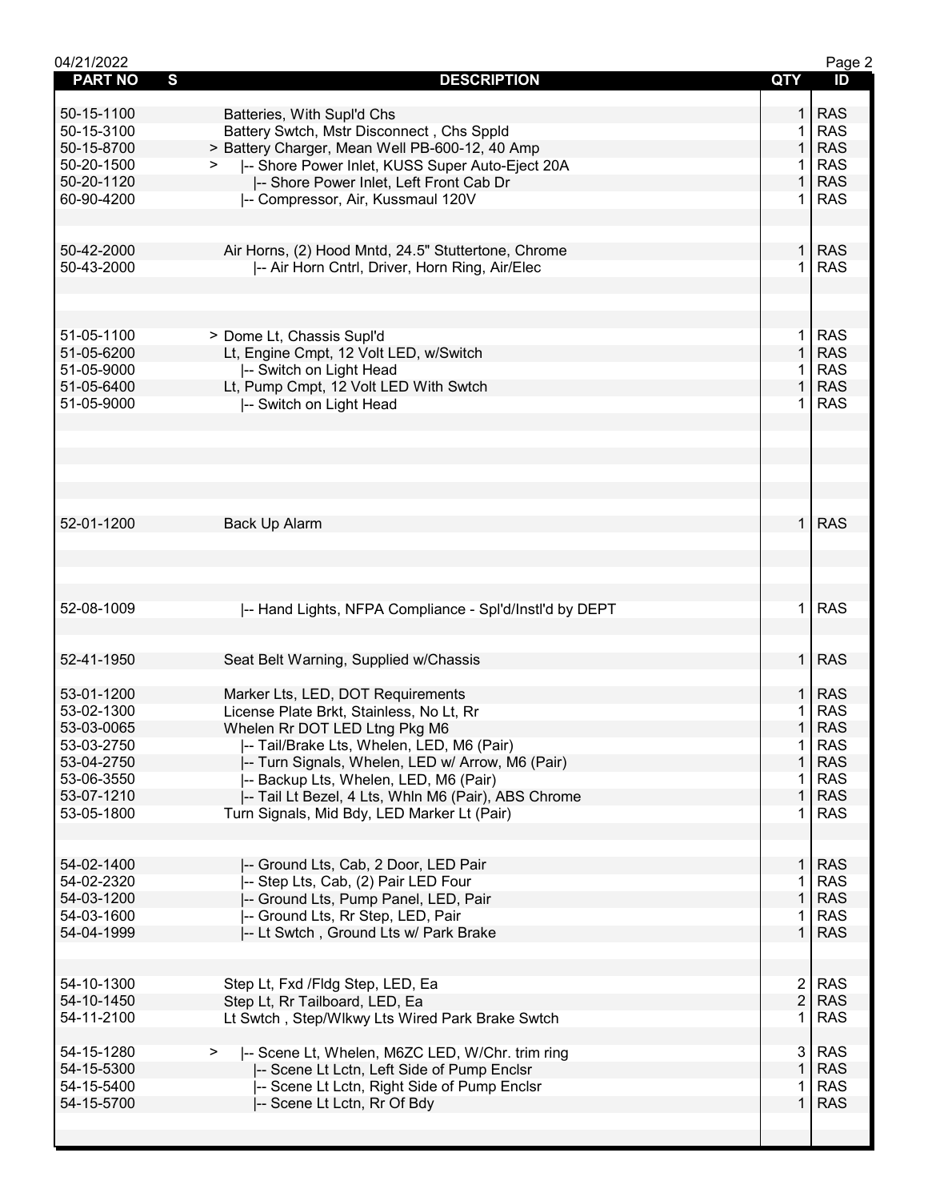| PART NO | S | DESCRIPTION | QTY | ID |
|---|---|---|---|---|
| 50-15-1100 | | Batteries, With Supl'd Chs | 1 | RAS |
| 50-15-3100 | | Battery Swtch, Mstr Disconnect , Chs Sppld | 1 | RAS |
| 50-15-8700 | | > Battery Charger, Mean Well PB-600-12, 40 Amp | 1 | RAS |
| 50-20-1500 | | > \|-- Shore Power Inlet, KUSS Super Auto-Eject 20A | 1 | RAS |
| 50-20-1120 | | \|-- Shore Power Inlet, Left Front Cab Dr | 1 | RAS |
| 60-90-4200 | | \|-- Compressor, Air, Kussmaul 120V | 1 | RAS |
| 50-42-2000 | | Air Horns, (2) Hood Mntd, 24.5" Stuttertone, Chrome | 1 | RAS |
| 50-43-2000 | | \|-- Air Horn Cntrl, Driver, Horn Ring, Air/Elec | 1 | RAS |
| 51-05-1100 | | > Dome Lt, Chassis Supl'd | 1 | RAS |
| 51-05-6200 | | Lt, Engine Cmpt, 12 Volt LED, w/Switch | 1 | RAS |
| 51-05-9000 | | \|-- Switch on Light Head | 1 | RAS |
| 51-05-6400 | | Lt, Pump Cmpt, 12 Volt LED With Swtch | 1 | RAS |
| 51-05-9000 | | \|-- Switch on Light Head | 1 | RAS |
| 52-01-1200 | | Back Up Alarm | 1 | RAS |
| 52-08-1009 | | \|-- Hand Lights, NFPA Compliance - Spl'd/Instl'd by DEPT | 1 | RAS |
| 52-41-1950 | | Seat Belt Warning, Supplied w/Chassis | 1 | RAS |
| 53-01-1200 | | Marker Lts, LED, DOT Requirements | 1 | RAS |
| 53-02-1300 | | License Plate Brkt, Stainless, No Lt, Rr | 1 | RAS |
| 53-03-0065 | | Whelen Rr DOT LED Ltng Pkg M6 | 1 | RAS |
| 53-03-2750 | | \|-- Tail/Brake Lts, Whelen, LED, M6 (Pair) | 1 | RAS |
| 53-04-2750 | | \|-- Turn Signals, Whelen, LED w/ Arrow, M6 (Pair) | 1 | RAS |
| 53-06-3550 | | \|-- Backup Lts, Whelen, LED, M6 (Pair) | 1 | RAS |
| 53-07-1210 | | \|-- Tail Lt Bezel, 4 Lts, Whln M6 (Pair), ABS Chrome | 1 | RAS |
| 53-05-1800 | | Turn Signals, Mid Bdy, LED Marker Lt (Pair) | 1 | RAS |
| 54-02-1400 | | \|-- Ground Lts, Cab, 2 Door, LED Pair | 1 | RAS |
| 54-02-2320 | | \|-- Step Lts, Cab, (2) Pair LED Four | 1 | RAS |
| 54-03-1200 | | \|-- Ground Lts, Pump Panel, LED, Pair | 1 | RAS |
| 54-03-1600 | | \|-- Ground Lts, Rr Step, LED, Pair | 1 | RAS |
| 54-04-1999 | | \|-- Lt Swtch , Ground Lts w/ Park Brake | 1 | RAS |
| 54-10-1300 | | Step Lt, Fxd /Fldg Step, LED, Ea | 2 | RAS |
| 54-10-1450 | | Step Lt, Rr Tailboard, LED, Ea | 2 | RAS |
| 54-11-2100 | | Lt Swtch , Step/Wlkwy Lts Wired Park Brake Swtch | 1 | RAS |
| 54-15-1280 | | > \|-- Scene Lt, Whelen, M6ZC LED, W/Chr. trim ring | 3 | RAS |
| 54-15-5300 | | \|-- Scene Lt Lctn, Left Side of Pump Enclsr | 1 | RAS |
| 54-15-5400 | | \|-- Scene Lt Lctn, Right Side of Pump Enclsr | 1 | RAS |
| 54-15-5700 | | \|-- Scene Lt Lctn, Rr Of Bdy | 1 | RAS |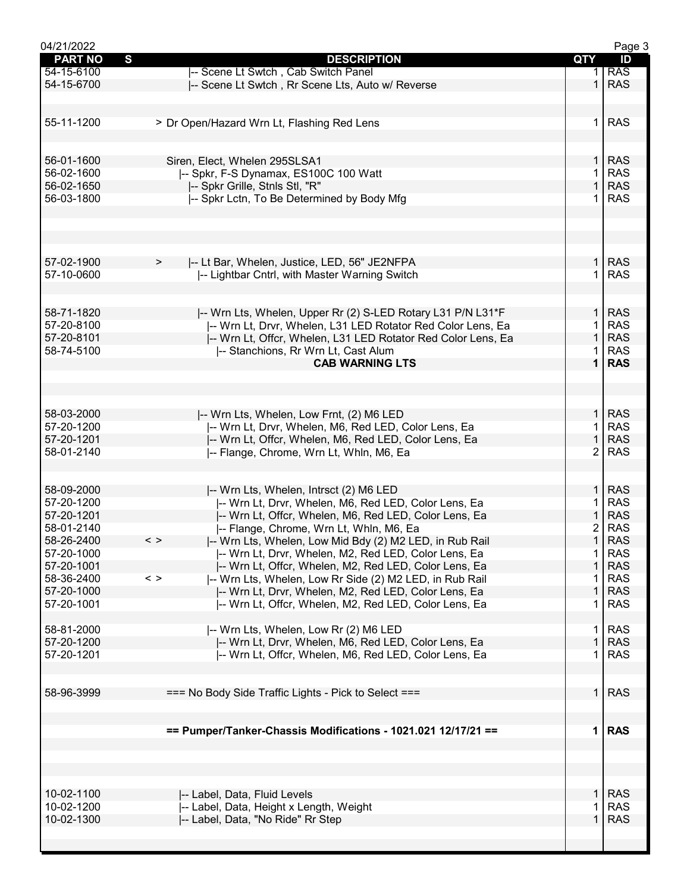| PART NO | S | DESCRIPTION | QTY | ID |
|---|---|---|---|---|
| 54-15-6100 | | \|-- Scene Lt Swtch , Cab Switch Panel | 1 | RAS |
| 54-15-6700 | | \|-- Scene Lt Swtch , Rr Scene Lts, Auto w/ Reverse | 1 | RAS |
| | | | | |
| 55-11-1200 | | > Dr Open/Hazard Wrn Lt, Flashing Red Lens | 1 | RAS |
| | | | | |
| 56-01-1600 | | Siren, Elect, Whelen 295SLSA1 | 1 | RAS |
| 56-02-1600 | | \|-- Spkr, F-S Dynamax, ES100C 100 Watt | 1 | RAS |
| 56-02-1650 | | \|-- Spkr Grille, Stnls Stl, "R" | 1 | RAS |
| 56-03-1800 | | \|-- Spkr Lctn, To Be Determined by Body Mfg | 1 | RAS |
| | | | | |
| 57-02-1900 | > | \|-- Lt Bar, Whelen, Justice, LED, 56" JE2NFPA | 1 | RAS |
| 57-10-0600 | | \|-- Lightbar Cntrl, with Master Warning Switch | 1 | RAS |
| | | | | |
| 58-71-1820 | | \|-- Wrn Lts, Whelen, Upper Rr (2) S-LED Rotary L31 P/N L31*F | 1 | RAS |
| 57-20-8100 | | \|-- Wrn Lt, Drvr, Whelen, L31 LED Rotator Red Color Lens, Ea | 1 | RAS |
| 57-20-8101 | | \|-- Wrn Lt, Offcr, Whelen, L31 LED Rotator Red Color Lens, Ea | 1 | RAS |
| 58-74-5100 | | \|-- Stanchions, Rr Wrn Lt, Cast Alum | 1 | RAS |
| | | **CAB WARNING LTS** | **1** | **RAS** |
| | | | | |
| 58-03-2000 | | \|-- Wrn Lts, Whelen, Low Frnt, (2) M6 LED | 1 | RAS |
| 57-20-1200 | | \|-- Wrn Lt, Drvr, Whelen, M6, Red LED, Color Lens, Ea | 1 | RAS |
| 57-20-1201 | | \|-- Wrn Lt, Offcr, Whelen, M6, Red LED, Color Lens, Ea | 1 | RAS |
| 58-01-2140 | | \|-- Flange, Chrome, Wrn Lt, Whln, M6, Ea | 2 | RAS |
| | | | | |
| 58-09-2000 | | \|-- Wrn Lts, Whelen, Intrsct (2) M6 LED | 1 | RAS |
| 57-20-1200 | | \|-- Wrn Lt, Drvr, Whelen, M6, Red LED, Color Lens, Ea | 1 | RAS |
| 57-20-1201 | | \|-- Wrn Lt, Offcr, Whelen, M6, Red LED, Color Lens, Ea | 1 | RAS |
| 58-01-2140 | | \|-- Flange, Chrome, Wrn Lt, Whln, M6, Ea | 2 | RAS |
| 58-26-2400 | < > | \|-- Wrn Lts, Whelen, Low Mid Bdy (2) M2 LED, in Rub Rail | 1 | RAS |
| 57-20-1000 | | \|-- Wrn Lt, Drvr, Whelen, M2, Red LED, Color Lens, Ea | 1 | RAS |
| 57-20-1001 | | \|-- Wrn Lt, Offcr, Whelen, M2, Red LED, Color Lens, Ea | 1 | RAS |
| 58-36-2400 | < > | \|-- Wrn Lts, Whelen, Low Rr Side (2) M2 LED, in Rub Rail | 1 | RAS |
| 57-20-1000 | | \|-- Wrn Lt, Drvr, Whelen, M2, Red LED, Color Lens, Ea | 1 | RAS |
| 57-20-1001 | | \|-- Wrn Lt, Offcr, Whelen, M2, Red LED, Color Lens, Ea | 1 | RAS |
| | | | | |
| 58-81-2000 | | \|-- Wrn Lts, Whelen, Low Rr (2) M6 LED | 1 | RAS |
| 57-20-1200 | | \|-- Wrn Lt, Drvr, Whelen, M6, Red LED, Color Lens, Ea | 1 | RAS |
| 57-20-1201 | | \|-- Wrn Lt, Offcr, Whelen, M6, Red LED, Color Lens, Ea | 1 | RAS |
| | | | | |
| 58-96-3999 | | === No Body Side Traffic Lights - Pick to Select === | 1 | RAS |
| | | | | |
| | | **== Pumper/Tanker-Chassis Modifications - 1021.021 12/17/21 ==** | **1** | **RAS** |
| | | | | |
| 10-02-1100 | | \|-- Label, Data, Fluid Levels | 1 | RAS |
| 10-02-1200 | | \|-- Label, Data, Height x Length, Weight | 1 | RAS |
| 10-02-1300 | | \|-- Label, Data, "No Ride" Rr Step | 1 | RAS |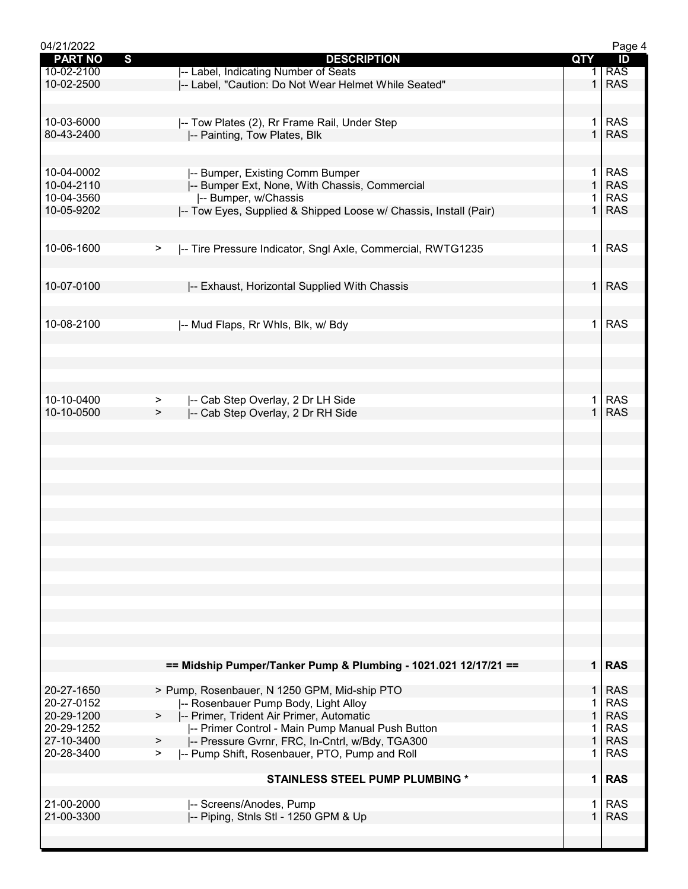04/21/2022

| PART NO | S | DESCRIPTION | QTY | ID |
|---|---|---|---|---|
| 10-02-2100 | | \|-- Label, Indicating Number of Seats | 1 | RAS |
| 10-02-2500 | | \|-- Label, "Caution: Do Not Wear Helmet While Seated" | 1 | RAS |
| | | | | |
| 10-03-6000 | | \|-- Tow Plates (2), Rr Frame Rail, Under Step | 1 | RAS |
| 80-43-2400 | | \|-- Painting, Tow Plates, Blk | 1 | RAS |
| | | | | |
| 10-04-0002 | | \|-- Bumper, Existing Comm Bumper | 1 | RAS |
| 10-04-2110 | | \|-- Bumper Ext, None, With Chassis, Commercial | 1 | RAS |
| 10-04-3560 | | \|-- Bumper, w/Chassis | 1 | RAS |
| 10-05-9202 | | \|-- Tow Eyes, Supplied & Shipped Loose w/ Chassis, Install (Pair) | 1 | RAS |
| | | | | |
| 10-06-1600 | > | \|-- Tire Pressure Indicator, Sngl Axle, Commercial, RWTG1235 | 1 | RAS |
| | | | | |
| 10-07-0100 | | \|-- Exhaust, Horizontal Supplied With Chassis | 1 | RAS |
| | | | | |
| 10-08-2100 | | \|-- Mud Flaps, Rr Whls, Blk, w/ Bdy | 1 | RAS |
| | | | | |
| 10-10-0400 | > | \|-- Cab Step Overlay, 2 Dr LH Side | 1 | RAS |
| 10-10-0500 | > | \|-- Cab Step Overlay, 2 Dr RH Side | 1 | RAS |
| | | | | |
| | | **== Midship Pumper/Tanker Pump & Plumbing - 1021.021 12/17/21 ==** | **1** | **RAS** |
| | | | | |
| 20-27-1650 | | > Pump, Rosenbauer, N 1250 GPM, Mid-ship PTO | 1 | RAS |
| 20-27-0152 | | \|-- Rosenbauer Pump Body, Light Alloy | 1 | RAS |
| 20-29-1200 | > | \|-- Primer, Trident Air Primer, Automatic | 1 | RAS |
| 20-29-1252 | | \|-- Primer Control - Main Pump Manual Push Button | 1 | RAS |
| 27-10-3400 | > | \|-- Pressure Gvrnr, FRC, In-Cntrl, w/Bdy, TGA300 | 1 | RAS |
| 20-28-3400 | > | \|-- Pump Shift, Rosenbauer, PTO, Pump and Roll | 1 | RAS |
| | | | | |
| | | **STAINLESS STEEL PUMP PLUMBING *** | **1** | **RAS** |
| | | | | |
| 21-00-2000 | | \|-- Screens/Anodes, Pump | 1 | RAS |
| 21-00-3300 | | \|-- Piping, Stnls Stl - 1250 GPM & Up | 1 | RAS |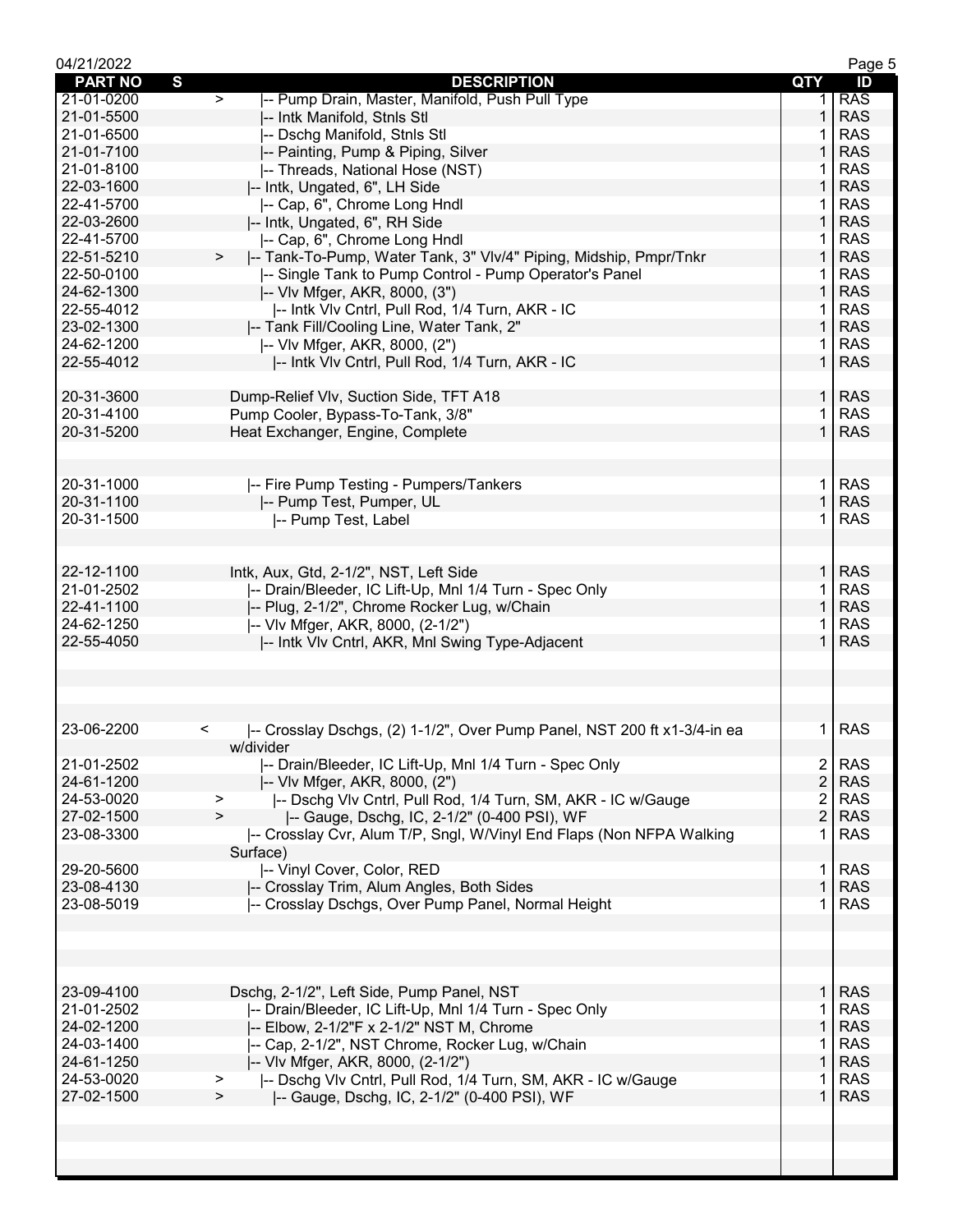| PART NO | S | DESCRIPTION | QTY | ID |
|---|---|---|---|---|
| 21-01-0200 | > | \|-- Pump Drain, Master, Manifold, Push Pull Type | 1 | RAS |
| 21-01-5500 | | \|-- Intk Manifold, Stnls Stl | 1 | RAS |
| 21-01-6500 | | \|-- Dschg Manifold, Stnls Stl | 1 | RAS |
| 21-01-7100 | | \|-- Painting, Pump & Piping, Silver | 1 | RAS |
| 21-01-8100 | | \|-- Threads, National Hose (NST) | 1 | RAS |
| 22-03-1600 | | \|-- Intk, Ungated, 6", LH Side | 1 | RAS |
| 22-41-5700 | | \|-- Cap, 6", Chrome Long Hndl | 1 | RAS |
| 22-03-2600 | | \|-- Intk, Ungated, 6", RH Side | 1 | RAS |
| 22-41-5700 | | \|-- Cap, 6", Chrome Long Hndl | 1 | RAS |
| 22-51-5210 | > | \|-- Tank-To-Pump, Water Tank, 3" Vlv/4" Piping, Midship, Pmpr/Tnkr | 1 | RAS |
| 22-50-0100 | | \|-- Single Tank to Pump Control - Pump Operator's Panel | 1 | RAS |
| 24-62-1300 | | \|-- Vlv Mfger, AKR, 8000, (3") | 1 | RAS |
| 22-55-4012 | | \|-- Intk Vlv Cntrl, Pull Rod, 1/4 Turn, AKR - IC | 1 | RAS |
| 23-02-1300 | | \|-- Tank Fill/Cooling Line, Water Tank, 2" | 1 | RAS |
| 24-62-1200 | | \|-- Vlv Mfger, AKR, 8000, (2") | 1 | RAS |
| 22-55-4012 | | \|-- Intk Vlv Cntrl, Pull Rod, 1/4 Turn, AKR - IC | 1 | RAS |
| | | | | |
| 20-31-3600 | | Dump-Relief Vlv, Suction Side, TFT A18 | 1 | RAS |
| 20-31-4100 | | Pump Cooler, Bypass-To-Tank, 3/8" | 1 | RAS |
| 20-31-5200 | | Heat Exchanger, Engine, Complete | 1 | RAS |
| | | | | |
| 20-31-1000 | | \|-- Fire Pump Testing - Pumpers/Tankers | 1 | RAS |
| 20-31-1100 | | \|-- Pump Test, Pumper, UL | 1 | RAS |
| 20-31-1500 | | \|-- Pump Test, Label | 1 | RAS |
| | | | | |
| 22-12-1100 | | Intk, Aux, Gtd, 2-1/2", NST, Left Side | 1 | RAS |
| 21-01-2502 | | \|-- Drain/Bleeder, IC Lift-Up, Mnl 1/4 Turn - Spec Only | 1 | RAS |
| 22-41-1100 | | \|-- Plug, 2-1/2", Chrome Rocker Lug, w/Chain | 1 | RAS |
| 24-62-1250 | | \|-- Vlv Mfger, AKR, 8000, (2-1/2") | 1 | RAS |
| 22-55-4050 | | \|-- Intk Vlv Cntrl, AKR, Mnl Swing Type-Adjacent | 1 | RAS |
| | | | | |
| 23-06-2200 | < | \|-- Crosslay Dschgs, (2) 1-1/2", Over Pump Panel, NST 200 ft x1-3/4-in ea w/divider | 1 | RAS |
| 21-01-2502 | | \|-- Drain/Bleeder, IC Lift-Up, Mnl 1/4 Turn - Spec Only | 2 | RAS |
| 24-61-1200 | | \|-- Vlv Mfger, AKR, 8000, (2") | 2 | RAS |
| 24-53-0020 | > | \|-- Dschg Vlv Cntrl, Pull Rod, 1/4 Turn, SM, AKR - IC w/Gauge | 2 | RAS |
| 27-02-1500 | > | \|-- Gauge, Dschg, IC, 2-1/2" (0-400 PSI), WF | 2 | RAS |
| 23-08-3300 | | \|-- Crosslay Cvr, Alum T/P, Sngl, W/Vinyl End Flaps (Non NFPA Walking Surface) | 1 | RAS |
| 29-20-5600 | | \|-- Vinyl Cover, Color, RED | 1 | RAS |
| 23-08-4130 | | \|-- Crosslay Trim, Alum Angles, Both Sides | 1 | RAS |
| 23-08-5019 | | \|-- Crosslay Dschgs, Over Pump Panel, Normal Height | 1 | RAS |
| | | | | |
| 23-09-4100 | | Dschg, 2-1/2", Left Side, Pump Panel, NST | 1 | RAS |
| 21-01-2502 | | \|-- Drain/Bleeder, IC Lift-Up, Mnl 1/4 Turn - Spec Only | 1 | RAS |
| 24-02-1200 | | \|-- Elbow, 2-1/2"F x 2-1/2" NST M, Chrome | 1 | RAS |
| 24-03-1400 | | \|-- Cap, 2-1/2", NST Chrome, Rocker Lug, w/Chain | 1 | RAS |
| 24-61-1250 | | \|-- Vlv Mfger, AKR, 8000, (2-1/2") | 1 | RAS |
| 24-53-0020 | > | \|-- Dschg Vlv Cntrl, Pull Rod, 1/4 Turn, SM, AKR - IC w/Gauge | 1 | RAS |
| 27-02-1500 | > | \|-- Gauge, Dschg, IC, 2-1/2" (0-400 PSI), WF | 1 | RAS |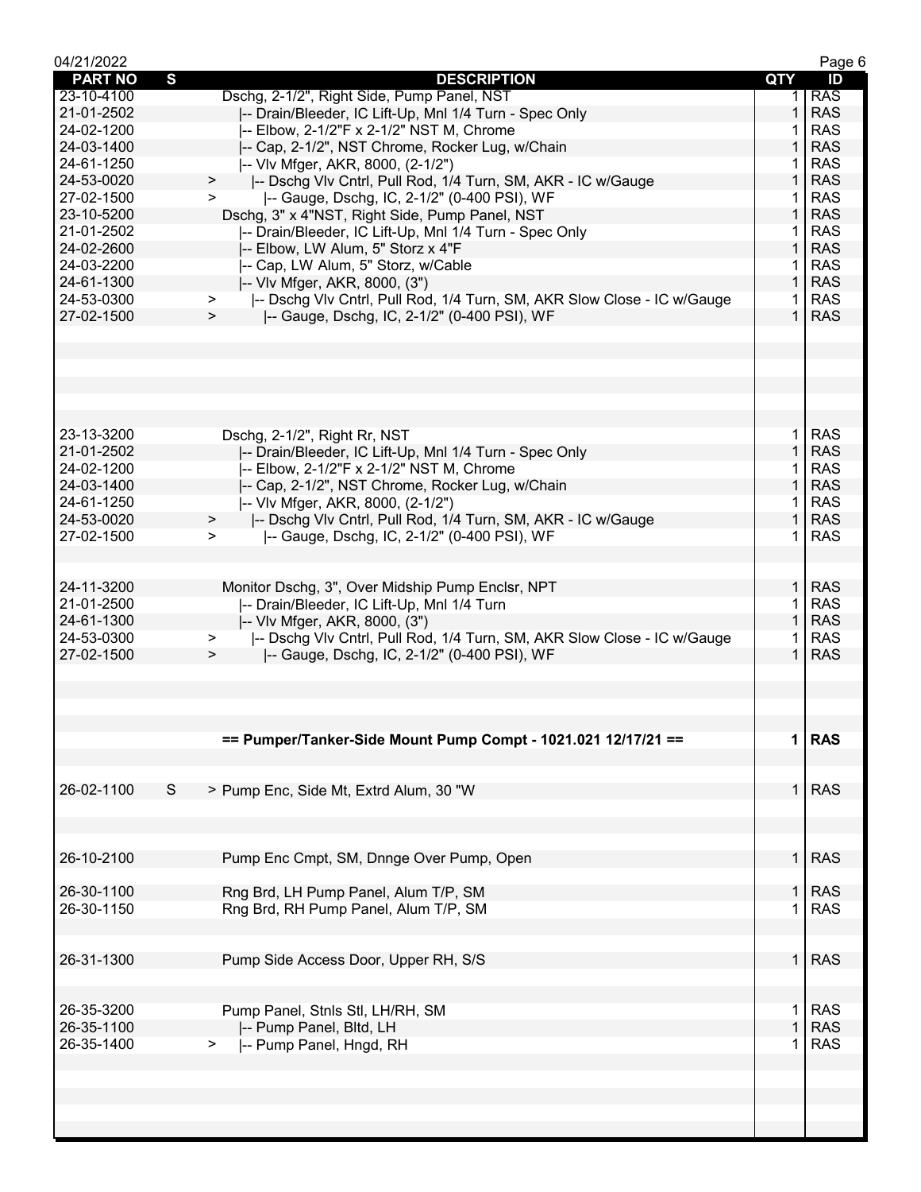| PART NO | S | DESCRIPTION | QTY | ID |
|---|---|---|---|---|
| 23-10-4100 | | Dschg, 2-1/2", Right Side, Pump Panel, NST | 1 | RAS |
| 21-01-2502 | | \|-- Drain/Bleeder, IC Lift-Up, Mnl 1/4 Turn - Spec Only | 1 | RAS |
| 24-02-1200 | | \|-- Elbow, 2-1/2"F x 2-1/2" NST M, Chrome | 1 | RAS |
| 24-03-1400 | | \|-- Cap, 2-1/2", NST Chrome, Rocker Lug, w/Chain | 1 | RAS |
| 24-61-1250 | | \|-- Vlv Mfger, AKR, 8000, (2-1/2") | 1 | RAS |
| 24-53-0020 | | > \|-- Dschg Vlv Cntrl, Pull Rod, 1/4 Turn, SM, AKR - IC w/Gauge | 1 | RAS |
| 27-02-1500 | | > \|-- Gauge, Dschg, IC, 2-1/2" (0-400 PSI), WF | 1 | RAS |
| 23-10-5200 | | Dschg, 3" x 4"NST, Right Side, Pump Panel, NST | 1 | RAS |
| 21-01-2502 | | \|-- Drain/Bleeder, IC Lift-Up, Mnl 1/4 Turn - Spec Only | 1 | RAS |
| 24-02-2600 | | \|-- Elbow, LW Alum, 5" Storz x 4"F | 1 | RAS |
| 24-03-2200 | | \|-- Cap, LW Alum, 5" Storz, w/Cable | 1 | RAS |
| 24-61-1300 | | \|-- Vlv Mfger, AKR, 8000, (3") | 1 | RAS |
| 24-53-0300 | | > \|-- Dschg Vlv Cntrl, Pull Rod, 1/4 Turn, SM, AKR Slow Close - IC w/Gauge | 1 | RAS |
| 27-02-1500 | | > \|-- Gauge, Dschg, IC, 2-1/2" (0-400 PSI), WF | 1 | RAS |
| 23-13-3200 | | Dschg, 2-1/2", Right Rr, NST | 1 | RAS |
| 21-01-2502 | | \|-- Drain/Bleeder, IC Lift-Up, Mnl 1/4 Turn - Spec Only | 1 | RAS |
| 24-02-1200 | | \|-- Elbow, 2-1/2"F x 2-1/2" NST M, Chrome | 1 | RAS |
| 24-03-1400 | | \|-- Cap, 2-1/2", NST Chrome, Rocker Lug, w/Chain | 1 | RAS |
| 24-61-1250 | | \|-- Vlv Mfger, AKR, 8000, (2-1/2") | 1 | RAS |
| 24-53-0020 | | > \|-- Dschg Vlv Cntrl, Pull Rod, 1/4 Turn, SM, AKR - IC w/Gauge | 1 | RAS |
| 27-02-1500 | | > \|-- Gauge, Dschg, IC, 2-1/2" (0-400 PSI), WF | 1 | RAS |
| 24-11-3200 | | Monitor Dschg, 3", Over Midship Pump Enclsr, NPT | 1 | RAS |
| 21-01-2500 | | \|-- Drain/Bleeder, IC Lift-Up, Mnl 1/4 Turn | 1 | RAS |
| 24-61-1300 | | \|-- Vlv Mfger, AKR, 8000, (3") | 1 | RAS |
| 24-53-0300 | | > \|-- Dschg Vlv Cntrl, Pull Rod, 1/4 Turn, SM, AKR Slow Close - IC w/Gauge | 1 | RAS |
| 27-02-1500 | | > \|-- Gauge, Dschg, IC, 2-1/2" (0-400 PSI), WF | 1 | RAS |
| | | **== Pumper/Tanker-Side Mount Pump Compt - 1021.021 12/17/21 ==** | **1** | **RAS** |
| 26-02-1100 | S | > Pump Enc, Side Mt, Extrd Alum, 30 "W | 1 | RAS |
| 26-10-2100 | | Pump Enc Cmpt, SM, Dnnge Over Pump, Open | 1 | RAS |
| 26-30-1100 | | Rng Brd, LH Pump Panel, Alum T/P, SM | 1 | RAS |
| 26-30-1150 | | Rng Brd, RH Pump Panel, Alum T/P, SM | 1 | RAS |
| 26-31-1300 | | Pump Side Access Door, Upper RH, S/S | 1 | RAS |
| 26-35-3200 | | Pump Panel, Stnls Stl, LH/RH, SM | 1 | RAS |
| 26-35-1100 | | \|-- Pump Panel, Bltd, LH | 1 | RAS |
| 26-35-1400 | | > \|-- Pump Panel, Hngd, RH | 1 | RAS |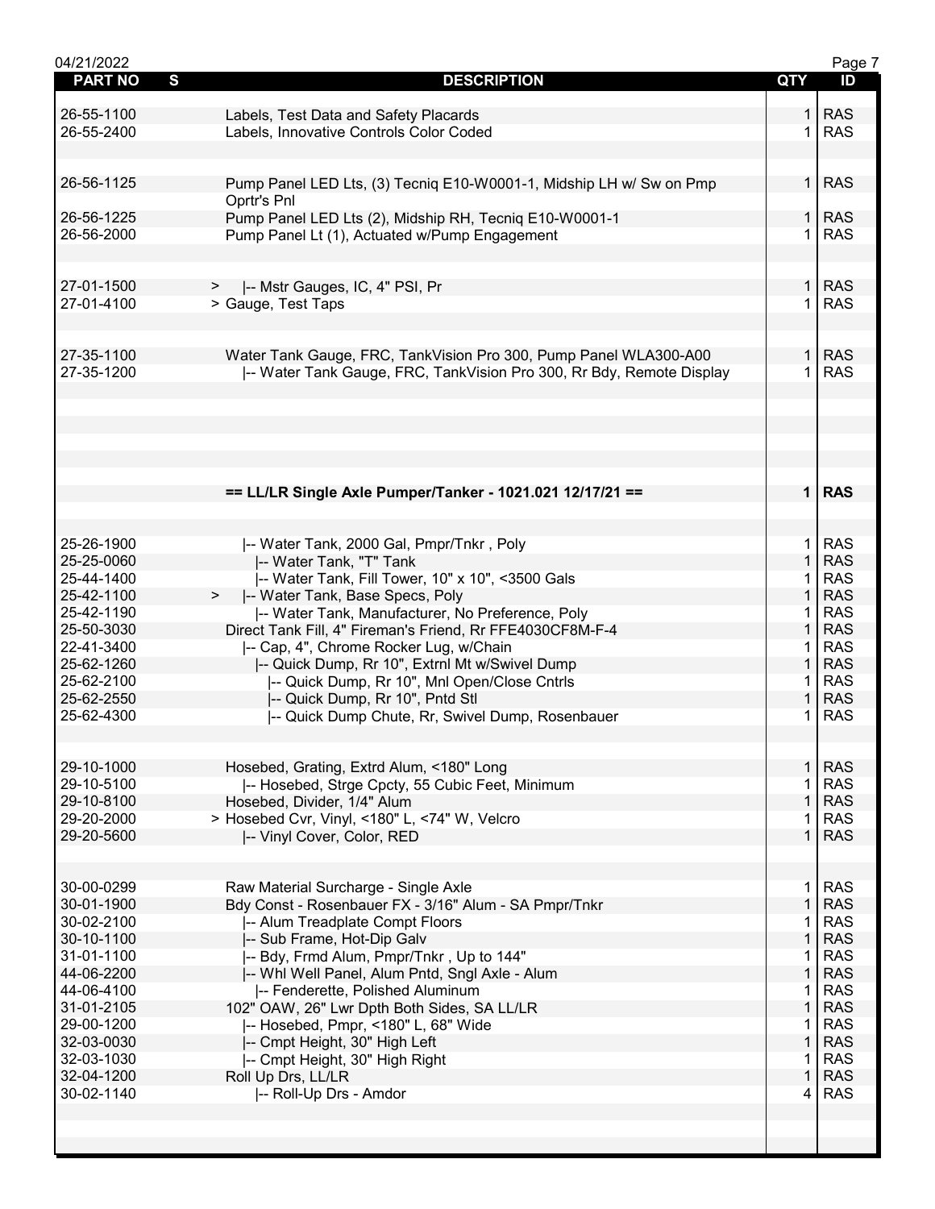| PART NO | S | DESCRIPTION | QTY | ID |
|---|---|---|---|---|
| 26-55-1100 | | Labels, Test Data and Safety Placards | 1 | RAS |
| 26-55-2400 | | Labels, Innovative Controls Color Coded | 1 | RAS |
| 26-56-1125 | | Pump Panel LED Lts, (3) Tecniq E10-W0001-1, Midship LH w/ Sw on Pmp Oprtr's Pnl | 1 | RAS |
| 26-56-1225 | | Pump Panel LED Lts (2), Midship RH, Tecniq E10-W0001-1 | 1 | RAS |
| 26-56-2000 | | Pump Panel Lt (1), Actuated w/Pump Engagement | 1 | RAS |
| 27-01-1500 | > | \|-- Mstr Gauges, IC, 4" PSI, Pr | 1 | RAS |
| 27-01-4100 | > | Gauge, Test Taps | 1 | RAS |
| 27-35-1100 | | Water Tank Gauge, FRC, TankVision Pro 300, Pump Panel WLA300-A00 | 1 | RAS |
| 27-35-1200 | | \|-- Water Tank Gauge, FRC, TankVision Pro 300, Rr Bdy, Remote Display | 1 | RAS |
| | | **== LL/LR Single Axle Pumper/Tanker - 1021.021 12/17/21 ==** | **1** | **RAS** |
| 25-26-1900 | | \|-- Water Tank, 2000 Gal, Pmpr/Tnkr , Poly | 1 | RAS |
| 25-25-0060 | | \|-- Water Tank, "T" Tank | 1 | RAS |
| 25-44-1400 | | \|-- Water Tank, Fill Tower, 10" x 10", <3500 Gals | 1 | RAS |
| 25-42-1100 | > | \|-- Water Tank, Base Specs, Poly | 1 | RAS |
| 25-42-1190 | | \|-- Water Tank, Manufacturer, No Preference, Poly | 1 | RAS |
| 25-50-3030 | | Direct Tank Fill, 4" Fireman's Friend, Rr FFE4030CF8M-F-4 | 1 | RAS |
| 22-41-3400 | | \|-- Cap, 4", Chrome Rocker Lug, w/Chain | 1 | RAS |
| 25-62-1260 | | \|-- Quick Dump, Rr 10", Extrnl Mt w/Swivel Dump | 1 | RAS |
| 25-62-2100 | | \|-- Quick Dump, Rr 10", Mnl Open/Close Cntrls | 1 | RAS |
| 25-62-2550 | | \|-- Quick Dump, Rr 10", Pntd Stl | 1 | RAS |
| 25-62-4300 | | \|-- Quick Dump Chute, Rr, Swivel Dump, Rosenbauer | 1 | RAS |
| 29-10-1000 | | Hosebed, Grating, Extrd Alum, <180" Long | 1 | RAS |
| 29-10-5100 | | \|-- Hosebed, Strge Cpcty, 55 Cubic Feet, Minimum | 1 | RAS |
| 29-10-8100 | | Hosebed, Divider, 1/4" Alum | 1 | RAS |
| 29-20-2000 | > | Hosebed Cvr, Vinyl, <180" L, <74" W, Velcro | 1 | RAS |
| 29-20-5600 | | \|-- Vinyl Cover, Color, RED | 1 | RAS |
| 30-00-0299 | | Raw Material Surcharge - Single Axle | 1 | RAS |
| 30-01-1900 | | Bdy Const - Rosenbauer FX - 3/16" Alum - SA Pmpr/Tnkr | 1 | RAS |
| 30-02-2100 | | \|-- Alum Treadplate Compt Floors | 1 | RAS |
| 30-10-1100 | | \|-- Sub Frame, Hot-Dip Galv | 1 | RAS |
| 31-01-1100 | | \|-- Bdy, Frmd Alum, Pmpr/Tnkr , Up to 144" | 1 | RAS |
| 44-06-2200 | | \|-- Whl Well Panel, Alum Pntd, Sngl Axle - Alum | 1 | RAS |
| 44-06-4100 | | \|-- Fenderette, Polished Aluminum | 1 | RAS |
| 31-01-2105 | | 102" OAW, 26" Lwr Dpth Both Sides, SA LL/LR | 1 | RAS |
| 29-00-1200 | | \|-- Hosebed, Pmpr, <180" L, 68" Wide | 1 | RAS |
| 32-03-0030 | | \|-- Cmpt Height, 30" High Left | 1 | RAS |
| 32-03-1030 | | \|-- Cmpt Height, 30" High Right | 1 | RAS |
| 32-04-1200 | | Roll Up Drs, LL/LR | 1 | RAS |
| 30-02-1140 | | \|-- Roll-Up Drs - Amdor | 4 | RAS |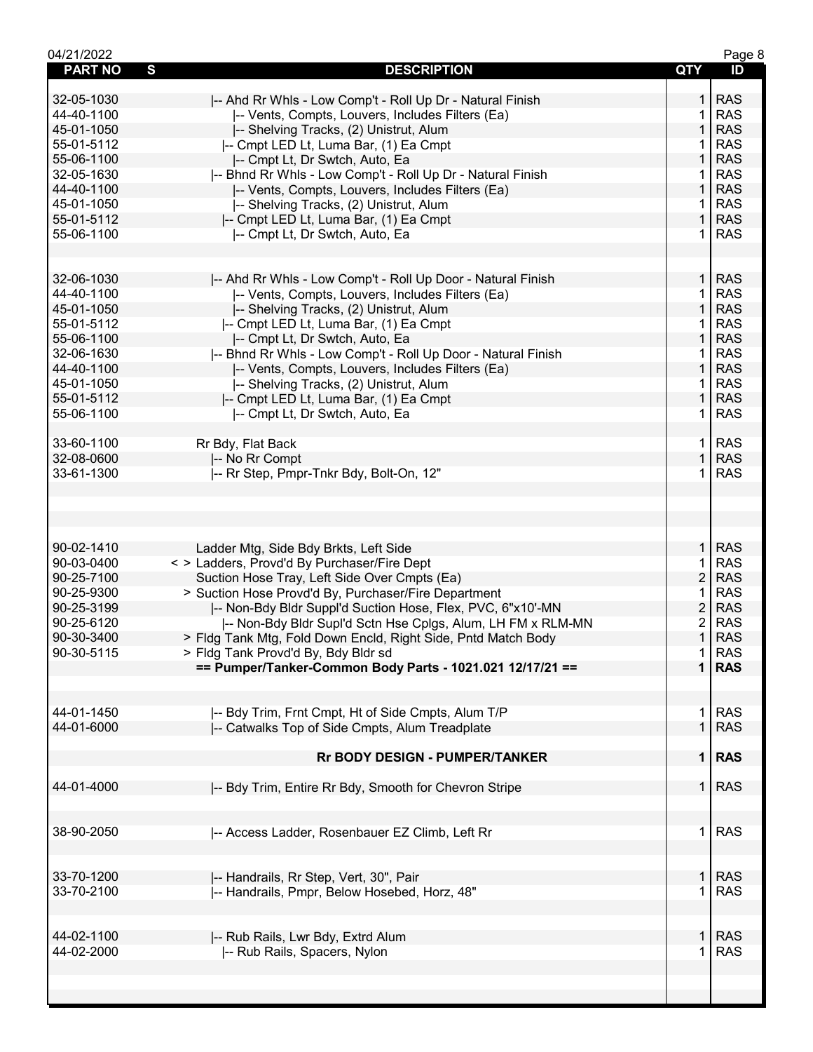| PART NO | S | DESCRIPTION | QTY | ID |
|---|---|---|---|---|
| 32-05-1030 | | \|-- Ahd Rr Whls - Low Comp't - Roll Up Dr - Natural Finish | 1 | RAS |
| 44-40-1100 | | \|-- Vents, Compts, Louvers, Includes Filters (Ea) | 1 | RAS |
| 45-01-1050 | | \|-- Shelving Tracks, (2) Unistrut, Alum | 1 | RAS |
| 55-01-5112 | | \|-- Cmpt LED Lt, Luma Bar, (1) Ea Cmpt | 1 | RAS |
| 55-06-1100 | | \|-- Cmpt Lt, Dr Swtch, Auto, Ea | 1 | RAS |
| 32-05-1630 | | \|-- Bhnd Rr Whls - Low Comp't - Roll Up Dr - Natural Finish | 1 | RAS |
| 44-40-1100 | | \|-- Vents, Compts, Louvers, Includes Filters (Ea) | 1 | RAS |
| 45-01-1050 | | \|-- Shelving Tracks, (2) Unistrut, Alum | 1 | RAS |
| 55-01-5112 | | \|-- Cmpt LED Lt, Luma Bar, (1) Ea Cmpt | 1 | RAS |
| 55-06-1100 | | \|-- Cmpt Lt, Dr Swtch, Auto, Ea | 1 | RAS |
| | | | | |
| 32-06-1030 | | \|-- Ahd Rr Whls - Low Comp't - Roll Up Door - Natural Finish | 1 | RAS |
| 44-40-1100 | | \|-- Vents, Compts, Louvers, Includes Filters (Ea) | 1 | RAS |
| 45-01-1050 | | \|-- Shelving Tracks, (2) Unistrut, Alum | 1 | RAS |
| 55-01-5112 | | \|-- Cmpt LED Lt, Luma Bar, (1) Ea Cmpt | 1 | RAS |
| 55-06-1100 | | \|-- Cmpt Lt, Dr Swtch, Auto, Ea | 1 | RAS |
| 32-06-1630 | | \|-- Bhnd Rr Whls - Low Comp't - Roll Up Door - Natural Finish | 1 | RAS |
| 44-40-1100 | | \|-- Vents, Compts, Louvers, Includes Filters (Ea) | 1 | RAS |
| 45-01-1050 | | \|-- Shelving Tracks, (2) Unistrut, Alum | 1 | RAS |
| 55-01-5112 | | \|-- Cmpt LED Lt, Luma Bar, (1) Ea Cmpt | 1 | RAS |
| 55-06-1100 | | \|-- Cmpt Lt, Dr Swtch, Auto, Ea | 1 | RAS |
| | | | | |
| 33-60-1100 | | Rr Bdy, Flat Back | 1 | RAS |
| 32-08-0600 | | \|-- No Rr Compt | 1 | RAS |
| 33-61-1300 | | \|-- Rr Step, Pmpr-Tnkr Bdy, Bolt-On, 12" | 1 | RAS |
| | | | | |
| 90-02-1410 | | Ladder Mtg, Side Bdy Brkts, Left Side | 1 | RAS |
| 90-03-0400 | | < > Ladders, Provd'd By Purchaser/Fire Dept | 1 | RAS |
| 90-25-7100 | | Suction Hose Tray, Left Side Over Cmpts (Ea) | 2 | RAS |
| 90-25-9300 | | > Suction Hose Provd'd By, Purchaser/Fire Department | 1 | RAS |
| 90-25-3199 | | \|-- Non-Bdy Bldr Suppl'd Suction Hose, Flex, PVC, 6"x10'-MN | 2 | RAS |
| 90-25-6120 | | \|-- Non-Bdy Bldr Supl'd Sctn Hse Cplgs, Alum, LH FM x RLM-MN | 2 | RAS |
| 90-30-3400 | | > Fldg Tank Mtg, Fold Down Encld, Right Side, Pntd Match Body | 1 | RAS |
| 90-30-5115 | | > Fldg Tank Provd'd By, Bdy Bldr sd | 1 | RAS |
| | | **== Pumper/Tanker-Common Body Parts - 1021.021 12/17/21 ==** | **1** | **RAS** |
| | | | | |
| 44-01-1450 | | \|-- Bdy Trim, Frnt Cmpt, Ht of Side Cmpts, Alum T/P | 1 | RAS |
| 44-01-6000 | | \|-- Catwalks Top of Side Cmpts, Alum Treadplate | 1 | RAS |
| | | **Rr BODY DESIGN - PUMPER/TANKER** | **1** | **RAS** |
| 44-01-4000 | | \|-- Bdy Trim, Entire Rr Bdy, Smooth for Chevron Stripe | 1 | RAS |
| 38-90-2050 | | \|-- Access Ladder, Rosenbauer EZ Climb, Left Rr | 1 | RAS |
| 33-70-1200 | | \|-- Handrails, Rr Step, Vert, 30", Pair | 1 | RAS |
| 33-70-2100 | | \|-- Handrails, Pmpr, Below Hosebed, Horz, 48" | 1 | RAS |
| 44-02-1100 | | \|-- Rub Rails, Lwr Bdy, Extrd Alum | 1 | RAS |
| 44-02-2000 | | \|-- Rub Rails, Spacers, Nylon | 1 | RAS |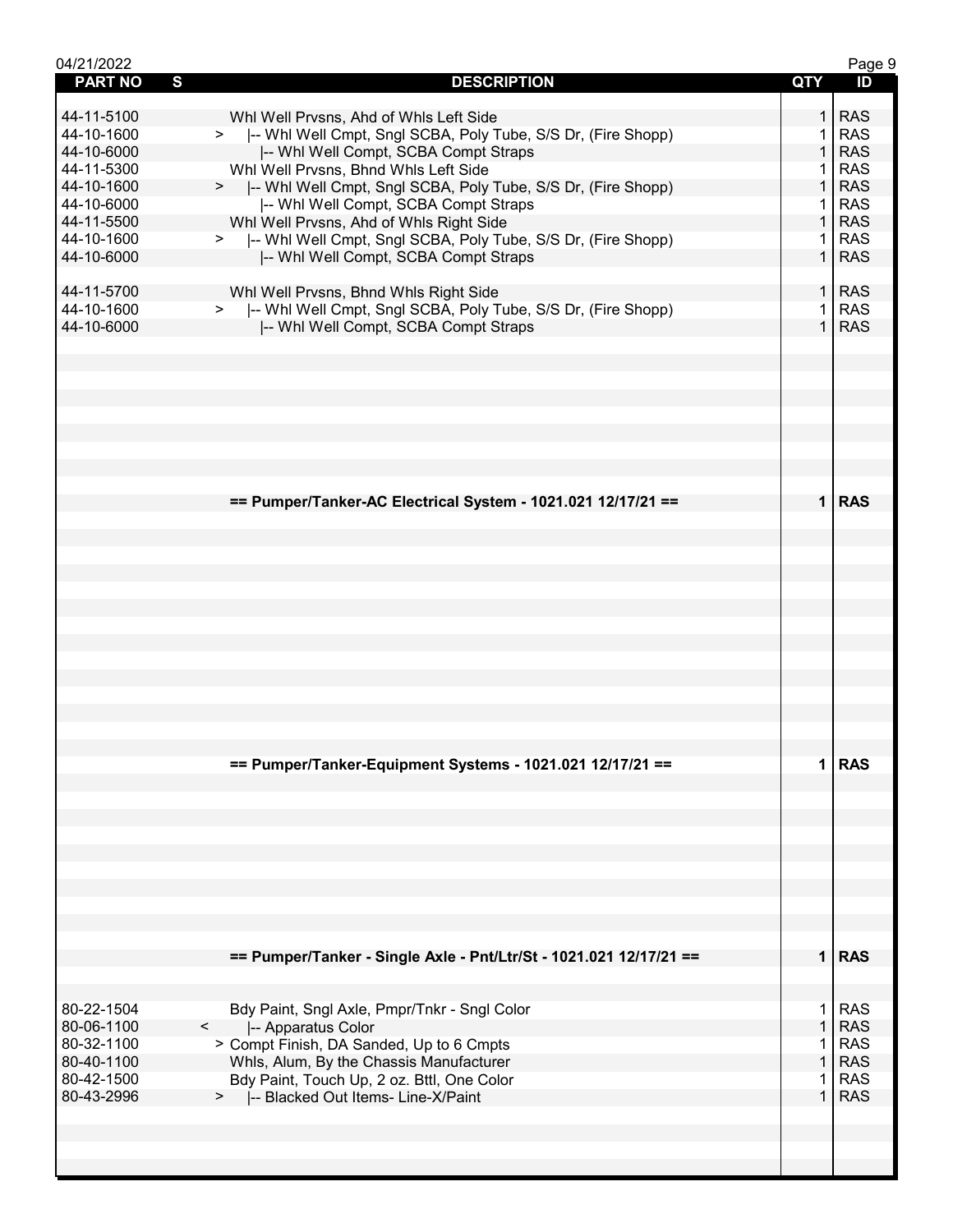| PART NO | S | DESCRIPTION | QTY | ID |
|---|---|---|---|---|
| 44-11-5100 | | Whl Well Prvsns, Ahd of Whls Left Side | 1 | RAS |
| 44-10-1600 | > | \|-- Whl Well Cmpt, Sngl SCBA, Poly Tube, S/S Dr, (Fire Shopp) | 1 | RAS |
| 44-10-6000 | | \|-- Whl Well Compt, SCBA Compt Straps | 1 | RAS |
| 44-11-5300 | | Whl Well Prvsns, Bhnd Whls Left Side | 1 | RAS |
| 44-10-1600 | > | \|-- Whl Well Cmpt, Sngl SCBA, Poly Tube, S/S Dr, (Fire Shopp) | 1 | RAS |
| 44-10-6000 | | \|-- Whl Well Compt, SCBA Compt Straps | 1 | RAS |
| 44-11-5500 | | Whl Well Prvsns, Ahd of Whls Right Side | 1 | RAS |
| 44-10-1600 | > | \|-- Whl Well Cmpt, Sngl SCBA, Poly Tube, S/S Dr, (Fire Shopp) | 1 | RAS |
| 44-10-6000 | | \|-- Whl Well Compt, SCBA Compt Straps | 1 | RAS |
| | | | | |
| 44-11-5700 | | Whl Well Prvsns, Bhnd Whls Right Side | 1 | RAS |
| 44-10-1600 | > | \|-- Whl Well Cmpt, Sngl SCBA, Poly Tube, S/S Dr, (Fire Shopp) | 1 | RAS |
| 44-10-6000 | | \|-- Whl Well Compt, SCBA Compt Straps | 1 | RAS |
| | | **== Pumper/Tanker-AC Electrical System - 1021.021 12/17/21 ==** | **1** | **RAS** |
| | | **== Pumper/Tanker-Equipment Systems - 1021.021 12/17/21 ==** | **1** | **RAS** |
| | | **== Pumper/Tanker - Single Axle - Pnt/Ltr/St - 1021.021 12/17/21 ==** | **1** | **RAS** |
| | | | | |
| 80-22-1504 | | Bdy Paint, Sngl Axle, Pmpr/Tnkr - Sngl Color | 1 | RAS |
| 80-06-1100 | < | \|-- Apparatus Color | 1 | RAS |
| 80-32-1100 | | > Compt Finish, DA Sanded, Up to 6 Cmpts | 1 | RAS |
| 80-40-1100 | | Whls, Alum, By the Chassis Manufacturer | 1 | RAS |
| 80-42-1500 | | Bdy Paint, Touch Up, 2 oz. Bttl, One Color | 1 | RAS |
| 80-43-2996 | > | \|-- Blacked Out Items- Line-X/Paint | 1 | RAS |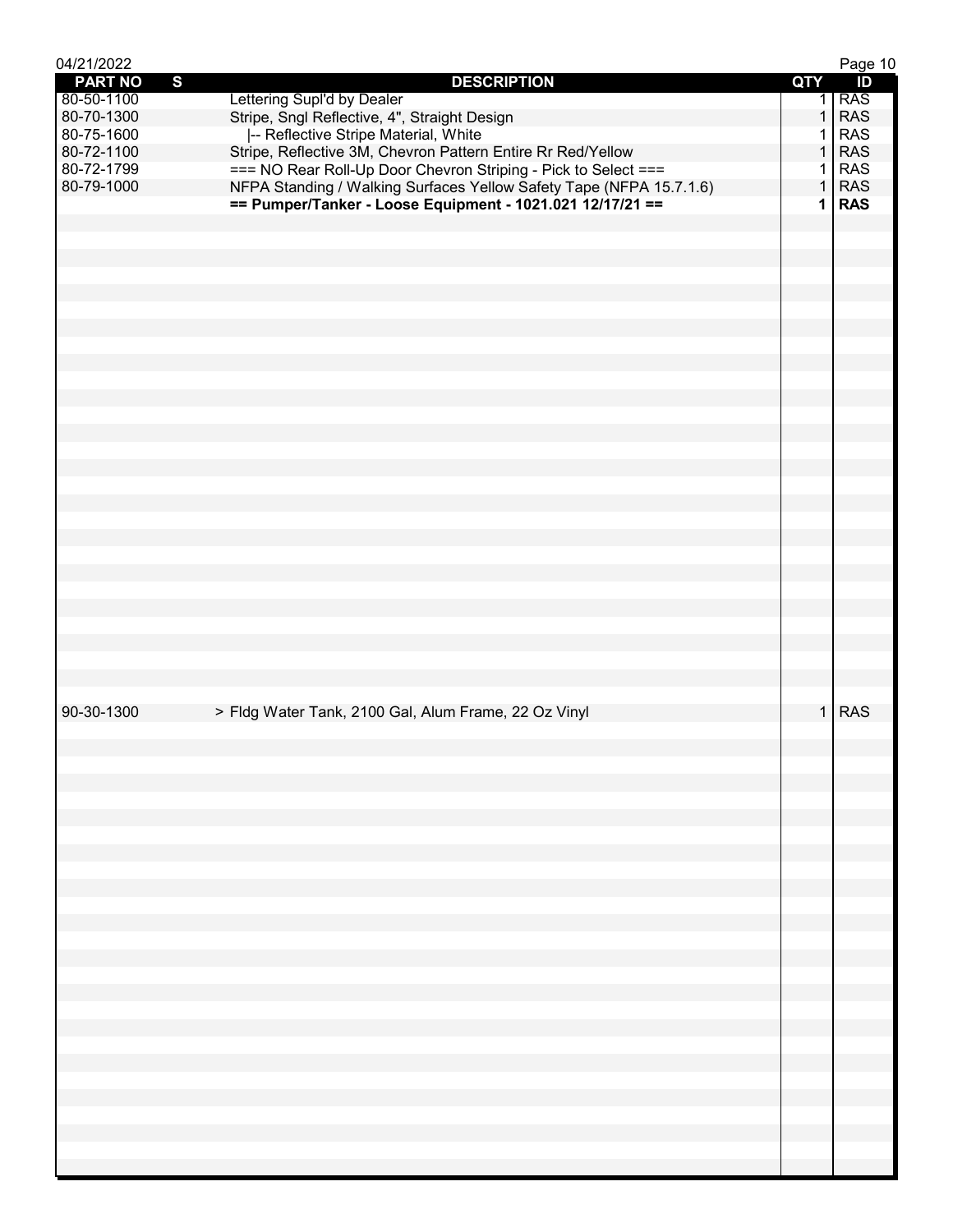| PART NO | S | DESCRIPTION | QTY | ID |
|---|---|---|---|---|
| 80-50-1100 | | Lettering Supl'd by Dealer | 1 | RAS |
| 80-70-1300 | | Stripe, Sngl Reflective, 4", Straight Design | 1 | RAS |
| 80-75-1600 | | \|-- Reflective Stripe Material, White | 1 | RAS |
| 80-72-1100 | | Stripe, Reflective 3M, Chevron Pattern Entire Rr Red/Yellow | 1 | RAS |
| 80-72-1799 | | === NO Rear Roll-Up Door Chevron Striping - Pick to Select === | 1 | RAS |
| 80-79-1000 | | NFPA Standing / Walking Surfaces Yellow Safety Tape (NFPA 15.7.1.6) | 1 | RAS |
| | | **== Pumper/Tanker - Loose Equipment - 1021.021 12/17/21 ==** | **1** | **RAS** |
| 90-30-1300 | | > Fldg Water Tank, 2100 Gal, Alum Frame, 22 Oz Vinyl | 1 | RAS |